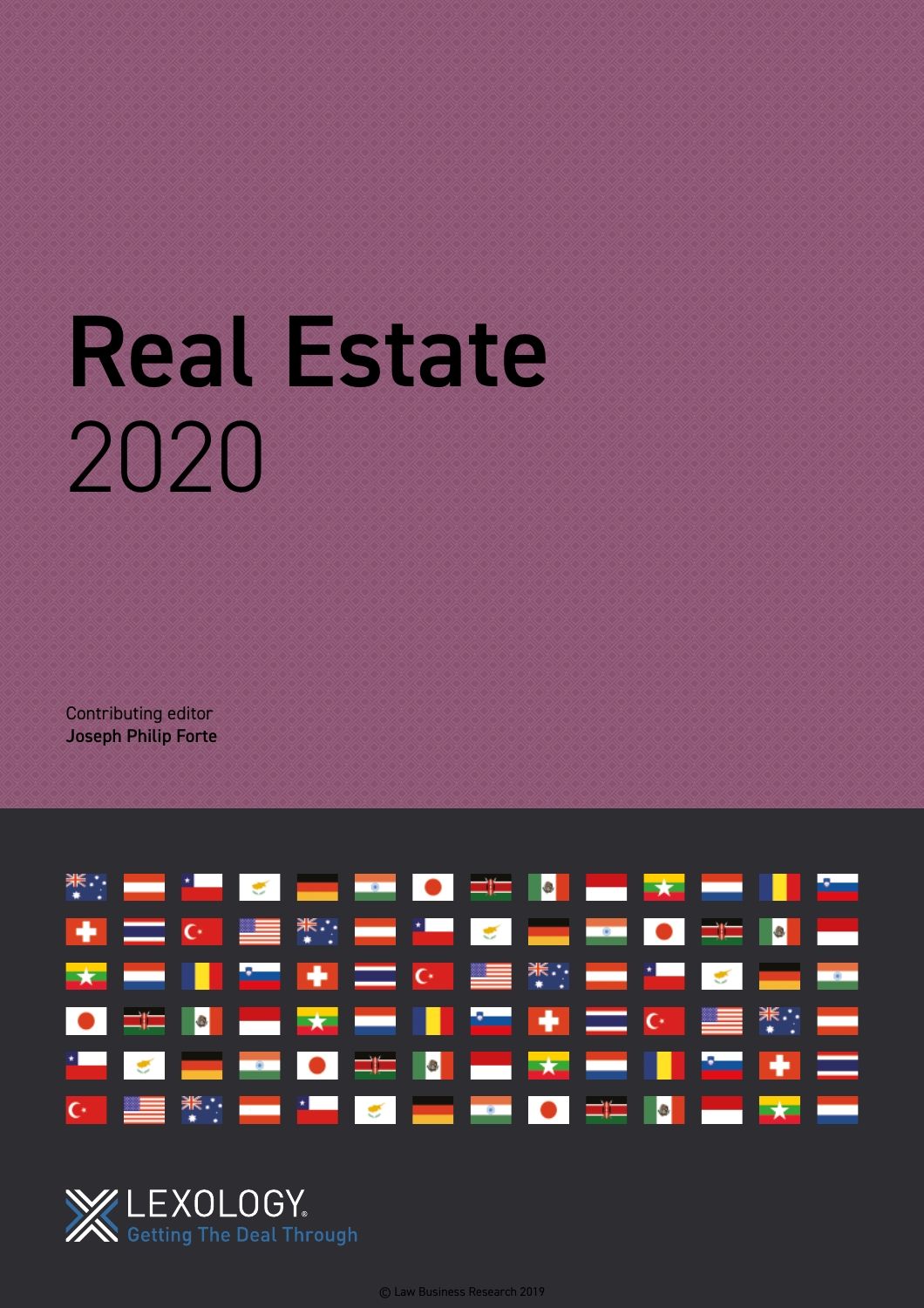# Real Estate

# 2020

Contributing editor
**Joseph Philip Forte**

LEXOLOGY
Getting The Deal Through

© Law Business Research 2019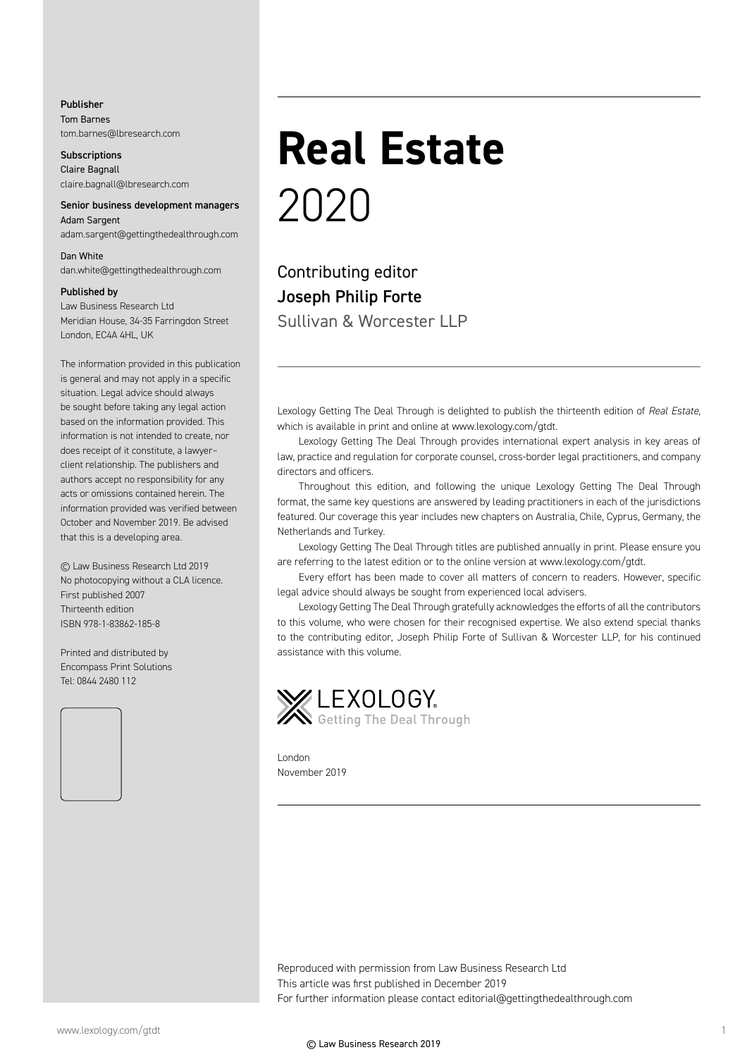**Publisher**
Tom Barnes
tom.barnes@lbresearch.com

**Subscriptions**
Claire Bagnall
claire.bagnall@lbresearch.com

**Senior business development managers**
Adam Sargent
adam.sargent@gettingthedealthrough.com

Dan White
dan.white@gettingthedealthrough.com

**Published by**
Law Business Research Ltd
Meridian House, 34-35 Farringdon Street
London, EC4A 4HL, UK

The information provided in this publication is general and may not apply in a specific situation. Legal advice should always be sought before taking any legal action based on the information provided. This information is not intended to create, nor does receipt of it constitute, a lawyer–client relationship. The publishers and authors accept no responsibility for any acts or omissions contained herein. The information provided was verified between October and November 2019. Be advised that this is a developing area.

© Law Business Research Ltd 2019
No photocopying without a CLA licence.
First published 2007
Thirteenth edition
ISBN 978-1-83862-185-8

Printed and distributed by
Encompass Print Solutions
Tel: 0844 2480 112

# Real Estate
2020

Contributing editor
**Joseph Philip Forte**
Sullivan & Worcester LLP

Lexology Getting The Deal Through is delighted to publish the thirteenth edition of *Real Estate*, which is available in print and online at www.lexology.com/gtdt.

Lexology Getting The Deal Through provides international expert analysis in key areas of law, practice and regulation for corporate counsel, cross-border legal practitioners, and company directors and officers.

Throughout this edition, and following the unique Lexology Getting The Deal Through format, the same key questions are answered by leading practitioners in each of the jurisdictions featured. Our coverage this year includes new chapters on Australia, Chile, Cyprus, Germany, the Netherlands and Turkey.

Lexology Getting The Deal Through titles are published annually in print. Please ensure you are referring to the latest edition or to the online version at www.lexology.com/gtdt.

Every effort has been made to cover all matters of concern to readers. However, specific legal advice should always be sought from experienced local advisers.

Lexology Getting The Deal Through gratefully acknowledges the efforts of all the contributors to this volume, who were chosen for their recognised expertise. We also extend special thanks to the contributing editor, Joseph Philip Forte of Sullivan & Worcester LLP, for his continued assistance with this volume.

LEXOLOGY
Getting The Deal Through

London
November 2019

Reproduced with permission from Law Business Research Ltd
This article was first published in December 2019
For further information please contact editorial@gettingthedealthrough.com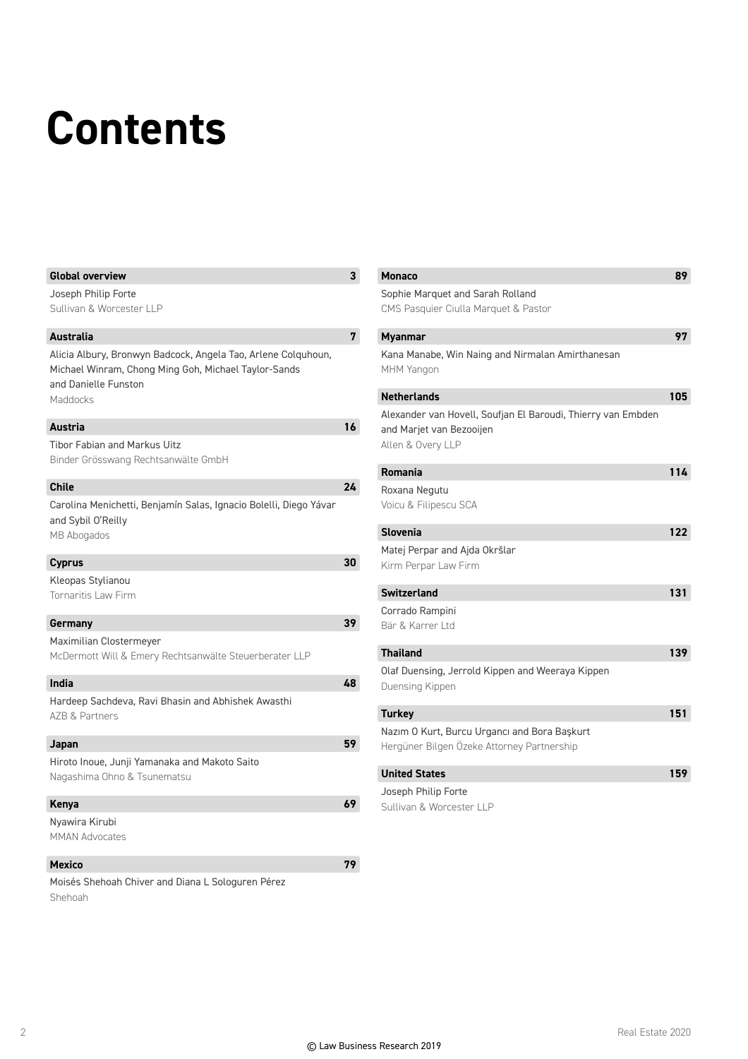# Contents

**Global overview** 3

Joseph Philip Forte
Sullivan & Worcester LLP

**Australia** 7

Alicia Albury, Bronwyn Badcock, Angela Tao, Arlene Colquhoun, Michael Winram, Chong Ming Goh, Michael Taylor-Sands and Danielle Funston
Maddocks

**Austria** 16

Tibor Fabian and Markus Uitz
Binder Grösswang Rechtsanwälte GmbH

**Chile** 24

Carolina Menichetti, Benjamín Salas, Ignacio Bolelli, Diego Yávar and Sybil O'Reilly
MB Abogados

**Cyprus** 30

Kleopas Stylianou
Tornaritis Law Firm

**Germany** 39

Maximilian Clostermeyer
McDermott Will & Emery Rechtsanwälte Steuerberater LLP

**India** 48

Hardeep Sachdeva, Ravi Bhasin and Abhishek Awasthi
AZB & Partners

**Japan** 59

Hiroto Inoue, Junji Yamanaka and Makoto Saito
Nagashima Ohno & Tsunematsu

**Kenya** 69

Nyawira Kirubi
MMAN Advocates

**Mexico** 79

Moisés Shehoah Chiver and Diana L Sologuren Pérez
Shehoah

**Monaco** 89

Sophie Marquet and Sarah Rolland
CMS Pasquier Ciulla Marquet & Pastor

**Myanmar** 97

Kana Manabe, Win Naing and Nirmalan Amirthanesan
MHM Yangon

**Netherlands** 105

Alexander van Hovell, Soufjan El Baroudi, Thierry van Embden and Marjet van Bezooijen
Allen & Overy LLP

**Romania** 114

Roxana Negutu
Voicu & Filipescu SCA

**Slovenia** 122

Matej Perpar and Ajda Okršlar
Kirm Perpar Law Firm

**Switzerland** 131

Corrado Rampini
Bär & Karrer Ltd

**Thailand** 139

Olaf Duensing, Jerrold Kippen and Weeraya Kippen
Duensing Kippen

**Turkey** 151

Nazım O Kurt, Burcu Urgancı and Bora Başkurt
Hergüner Bilgen Özeke Attorney Partnership

**United States** 159

Joseph Philip Forte
Sullivan & Worcester LLP

© Law Business Research 2019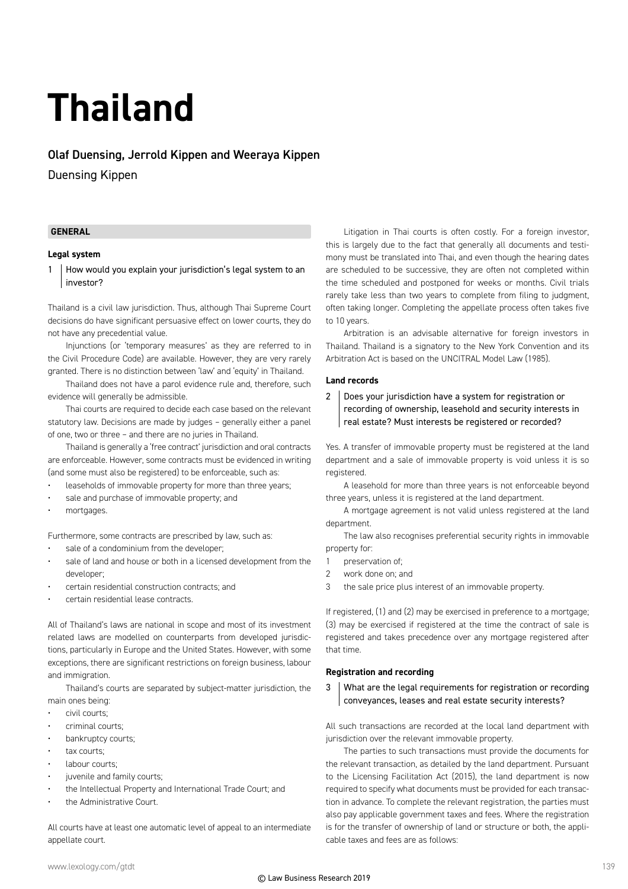# Thailand

## Olaf Duensing, Jerrold Kippen and Weeraya Kippen

Duensing Kippen

### GENERAL

#### Legal system

**1 How would you explain your jurisdiction's legal system to an investor?**

Thailand is a civil law jurisdiction. Thus, although Thai Supreme Court decisions do have significant persuasive effect on lower courts, they do not have any precedential value.

Injunctions (or 'temporary measures' as they are referred to in the Civil Procedure Code) are available. However, they are very rarely granted. There is no distinction between 'law' and 'equity' in Thailand.

Thailand does not have a parol evidence rule and, therefore, such evidence will generally be admissible.

Thai courts are required to decide each case based on the relevant statutory law. Decisions are made by judges – generally either a panel of one, two or three – and there are no juries in Thailand.

Thailand is generally a 'free contract' jurisdiction and oral contracts are enforceable. However, some contracts must be evidenced in writing (and some must also be registered) to be enforceable, such as:

- leaseholds of immovable property for more than three years;
- sale and purchase of immovable property; and
- mortgages.

Furthermore, some contracts are prescribed by law, such as:

- sale of a condominium from the developer;
- sale of land and house or both in a licensed development from the developer;
- certain residential construction contracts; and
- certain residential lease contracts.

All of Thailand's laws are national in scope and most of its investment related laws are modelled on counterparts from developed jurisdictions, particularly in Europe and the United States. However, with some exceptions, there are significant restrictions on foreign business, labour and immigration.

Thailand's courts are separated by subject-matter jurisdiction, the main ones being:

- civil courts;
- criminal courts;
- bankruptcy courts;
- tax courts;
- labour courts;
- juvenile and family courts;
- the Intellectual Property and International Trade Court; and
- the Administrative Court.

All courts have at least one automatic level of appeal to an intermediate appellate court.

Litigation in Thai courts is often costly. For a foreign investor, this is largely due to the fact that generally all documents and testimony must be translated into Thai, and even though the hearing dates are scheduled to be successive, they are often not completed within the time scheduled and postponed for weeks or months. Civil trials rarely take less than two years to complete from filing to judgment, often taking longer. Completing the appellate process often takes five to 10 years.

Arbitration is an advisable alternative for foreign investors in Thailand. Thailand is a signatory to the New York Convention and its Arbitration Act is based on the UNCITRAL Model Law (1985).

#### Land records

**2 Does your jurisdiction have a system for registration or recording of ownership, leasehold and security interests in real estate? Must interests be registered or recorded?**

Yes. A transfer of immovable property must be registered at the land department and a sale of immovable property is void unless it is so registered.

A leasehold for more than three years is not enforceable beyond three years, unless it is registered at the land department.

A mortgage agreement is not valid unless registered at the land department.

The law also recognises preferential security rights in immovable property for:

1. preservation of;
2. work done on; and
3. the sale price plus interest of an immovable property.

If registered, (1) and (2) may be exercised in preference to a mortgage; (3) may be exercised if registered at the time the contract of sale is registered and takes precedence over any mortgage registered after that time.

#### Registration and recording

**3 What are the legal requirements for registration or recording conveyances, leases and real estate security interests?**

All such transactions are recorded at the local land department with jurisdiction over the relevant immovable property.

The parties to such transactions must provide the documents for the relevant transaction, as detailed by the land department. Pursuant to the Licensing Facilitation Act (2015), the land department is now required to specify what documents must be provided for each transaction in advance. To complete the relevant registration, the parties must also pay applicable government taxes and fees. Where the registration is for the transfer of ownership of land or structure or both, the applicable taxes and fees are as follows: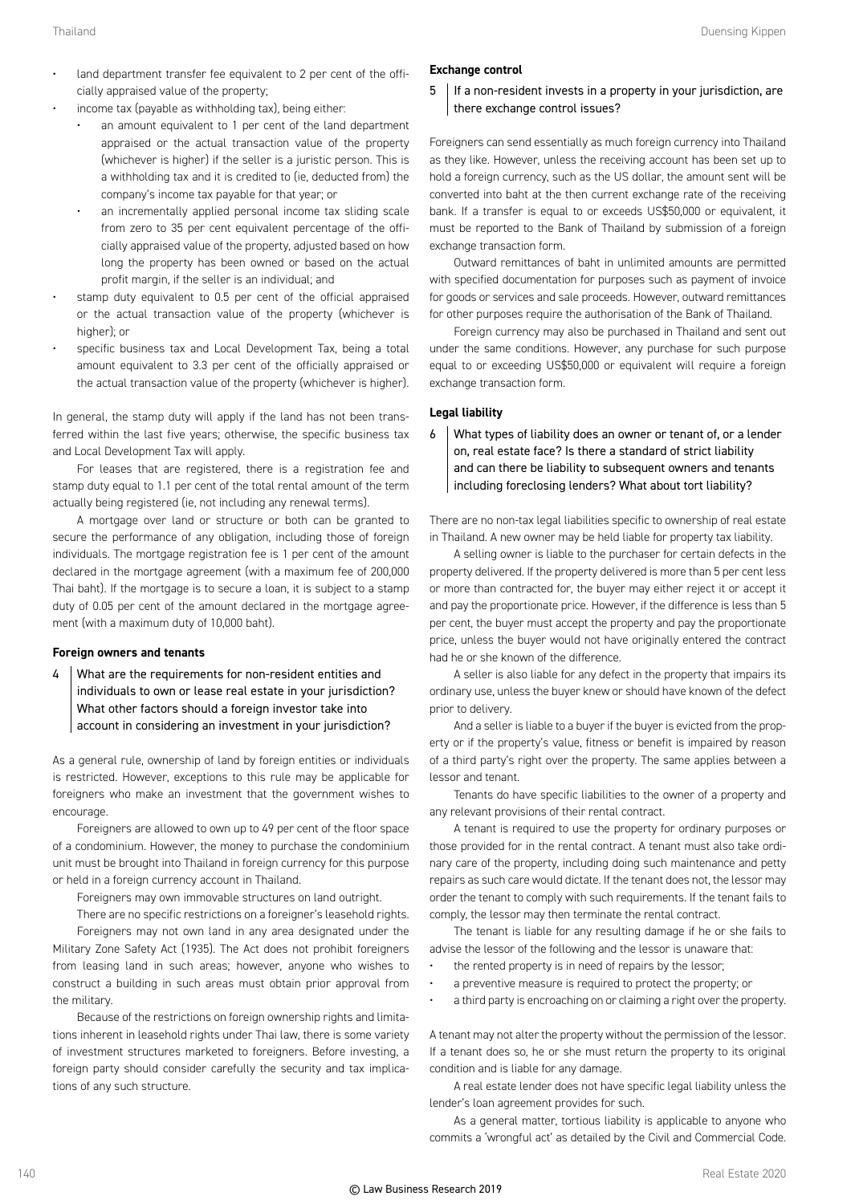- land department transfer fee equivalent to 2 per cent of the officially appraised value of the property;
- income tax (payable as withholding tax), being either:
  - an amount equivalent to 1 per cent of the land department appraised or the actual transaction value of the property (whichever is higher) if the seller is a juristic person. This is a withholding tax and it is credited to (ie, deducted from) the company's income tax payable for that year; or
  - an incrementally applied personal income tax sliding scale from zero to 35 per cent equivalent percentage of the officially appraised value of the property, adjusted based on how long the property has been owned or based on the actual profit margin, if the seller is an individual; and
- stamp duty equivalent to 0.5 per cent of the official appraised or the actual transaction value of the property (whichever is higher); or
- specific business tax and Local Development Tax, being a total amount equivalent to 3.3 per cent of the officially appraised or the actual transaction value of the property (whichever is higher).

In general, the stamp duty will apply if the land has not been transferred within the last five years; otherwise, the specific business tax and Local Development Tax will apply.

For leases that are registered, there is a registration fee and stamp duty equal to 1.1 per cent of the total rental amount of the term actually being registered (ie, not including any renewal terms).

A mortgage over land or structure or both can be granted to secure the performance of any obligation, including those of foreign individuals. The mortgage registration fee is 1 per cent of the amount declared in the mortgage agreement (with a maximum fee of 200,000 Thai baht). If the mortgage is to secure a loan, it is subject to a stamp duty of 0.05 per cent of the amount declared in the mortgage agreement (with a maximum duty of 10,000 baht).

### Foreign owners and tenants

**4 What are the requirements for non-resident entities and individuals to own or lease real estate in your jurisdiction? What other factors should a foreign investor take into account in considering an investment in your jurisdiction?**

As a general rule, ownership of land by foreign entities or individuals is restricted. However, exceptions to this rule may be applicable for foreigners who make an investment that the government wishes to encourage.

Foreigners are allowed to own up to 49 per cent of the floor space of a condominium. However, the money to purchase the condominium unit must be brought into Thailand in foreign currency for this purpose or held in a foreign currency account in Thailand.

Foreigners may own immovable structures on land outright.

There are no specific restrictions on a foreigner's leasehold rights.

Foreigners may not own land in any area designated under the Military Zone Safety Act (1935). The Act does not prohibit foreigners from leasing land in such areas; however, anyone who wishes to construct a building in such areas must obtain prior approval from the military.

Because of the restrictions on foreign ownership rights and limitations inherent in leasehold rights under Thai law, there is some variety of investment structures marketed to foreigners. Before investing, a foreign party should consider carefully the security and tax implications of any such structure.

### Exchange control

**5 If a non-resident invests in a property in your jurisdiction, are there exchange control issues?**

Foreigners can send essentially as much foreign currency into Thailand as they like. However, unless the receiving account has been set up to hold a foreign currency, such as the US dollar, the amount sent will be converted into baht at the then current exchange rate of the receiving bank. If a transfer is equal to or exceeds US$50,000 or equivalent, it must be reported to the Bank of Thailand by submission of a foreign exchange transaction form.

Outward remittances of baht in unlimited amounts are permitted with specified documentation for purposes such as payment of invoice for goods or services and sale proceeds. However, outward remittances for other purposes require the authorisation of the Bank of Thailand.

Foreign currency may also be purchased in Thailand and sent out under the same conditions. However, any purchase for such purpose equal to or exceeding US$50,000 or equivalent will require a foreign exchange transaction form.

### Legal liability

**6 What types of liability does an owner or tenant of, or a lender on, real estate face? Is there a standard of strict liability and can there be liability to subsequent owners and tenants including foreclosing lenders? What about tort liability?**

There are no non-tax legal liabilities specific to ownership of real estate in Thailand. A new owner may be held liable for property tax liability.

A selling owner is liable to the purchaser for certain defects in the property delivered. If the property delivered is more than 5 per cent less or more than contracted for, the buyer may either reject it or accept it and pay the proportionate price. However, if the difference is less than 5 per cent, the buyer must accept the property and pay the proportionate price, unless the buyer would not have originally entered the contract had he or she known of the difference.

A seller is also liable for any defect in the property that impairs its ordinary use, unless the buyer knew or should have known of the defect prior to delivery.

And a seller is liable to a buyer if the buyer is evicted from the property or if the property's value, fitness or benefit is impaired by reason of a third party's right over the property. The same applies between a lessor and tenant.

Tenants do have specific liabilities to the owner of a property and any relevant provisions of their rental contract.

A tenant is required to use the property for ordinary purposes or those provided for in the rental contract. A tenant must also take ordinary care of the property, including doing such maintenance and petty repairs as such care would dictate. If the tenant does not, the lessor may order the tenant to comply with such requirements. If the tenant fails to comply, the lessor may then terminate the rental contract.

The tenant is liable for any resulting damage if he or she fails to advise the lessor of the following and the lessor is unaware that:

- the rented property is in need of repairs by the lessor;
- a preventive measure is required to protect the property; or
- a third party is encroaching on or claiming a right over the property.

A tenant may not alter the property without the permission of the lessor. If a tenant does so, he or she must return the property to its original condition and is liable for any damage.

A real estate lender does not have specific legal liability unless the lender's loan agreement provides for such.

As a general matter, tortious liability is applicable to anyone who commits a 'wrongful act' as detailed by the Civil and Commercial Code.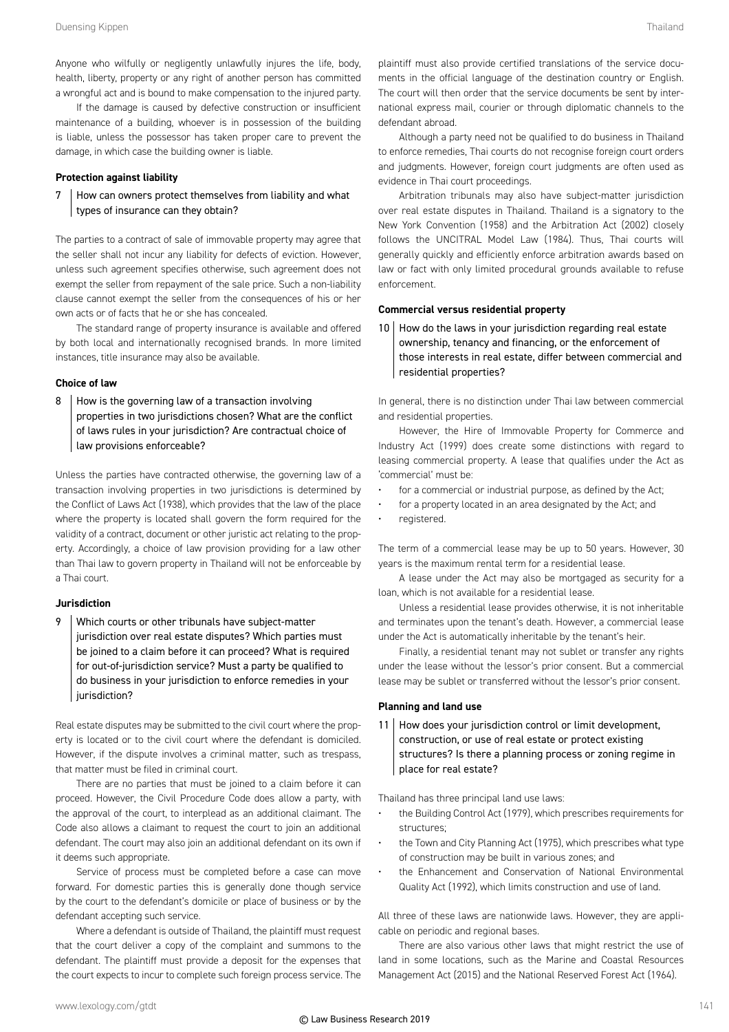Anyone who wilfully or negligently unlawfully injures the life, body, health, liberty, property or any right of another person has committed a wrongful act and is bound to make compensation to the injured party.

If the damage is caused by defective construction or insufficient maintenance of a building, whoever is in possession of the building is liable, unless the possessor has taken proper care to prevent the damage, in which case the building owner is liable.

### Protection against liability

**7 How can owners protect themselves from liability and what types of insurance can they obtain?**

The parties to a contract of sale of immovable property may agree that the seller shall not incur any liability for defects of eviction. However, unless such agreement specifies otherwise, such agreement does not exempt the seller from repayment of the sale price. Such a non-liability clause cannot exempt the seller from the consequences of his or her own acts or of facts that he or she has concealed.

The standard range of property insurance is available and offered by both local and internationally recognised brands. In more limited instances, title insurance may also be available.

### Choice of law

**8 How is the governing law of a transaction involving properties in two jurisdictions chosen? What are the conflict of laws rules in your jurisdiction? Are contractual choice of law provisions enforceable?**

Unless the parties have contracted otherwise, the governing law of a transaction involving properties in two jurisdictions is determined by the Conflict of Laws Act (1938), which provides that the law of the place where the property is located shall govern the form required for the validity of a contract, document or other juristic act relating to the property. Accordingly, a choice of law provision providing for a law other than Thai law to govern property in Thailand will not be enforceable by a Thai court.

### Jurisdiction

**9 Which courts or other tribunals have subject-matter jurisdiction over real estate disputes? Which parties must be joined to a claim before it can proceed? What is required for out-of-jurisdiction service? Must a party be qualified to do business in your jurisdiction to enforce remedies in your jurisdiction?**

Real estate disputes may be submitted to the civil court where the property is located or to the civil court where the defendant is domiciled. However, if the dispute involves a criminal matter, such as trespass, that matter must be filed in criminal court.

There are no parties that must be joined to a claim before it can proceed. However, the Civil Procedure Code does allow a party, with the approval of the court, to interplead as an additional claimant. The Code also allows a claimant to request the court to join an additional defendant. The court may also join an additional defendant on its own if it deems such appropriate.

Service of process must be completed before a case can move forward. For domestic parties this is generally done though service by the court to the defendant's domicile or place of business or by the defendant accepting such service.

Where a defendant is outside of Thailand, the plaintiff must request that the court deliver a copy of the complaint and summons to the defendant. The plaintiff must provide a deposit for the expenses that the court expects to incur to complete such foreign process service. The plaintiff must also provide certified translations of the service documents in the official language of the destination country or English. The court will then order that the service documents be sent by international express mail, courier or through diplomatic channels to the defendant abroad.

Although a party need not be qualified to do business in Thailand to enforce remedies, Thai courts do not recognise foreign court orders and judgments. However, foreign court judgments are often used as evidence in Thai court proceedings.

Arbitration tribunals may also have subject-matter jurisdiction over real estate disputes in Thailand. Thailand is a signatory to the New York Convention (1958) and the Arbitration Act (2002) closely follows the UNCITRAL Model Law (1984). Thus, Thai courts will generally quickly and efficiently enforce arbitration awards based on law or fact with only limited procedural grounds available to refuse enforcement.

### Commercial versus residential property

**10 How do the laws in your jurisdiction regarding real estate ownership, tenancy and financing, or the enforcement of those interests in real estate, differ between commercial and residential properties?**

In general, there is no distinction under Thai law between commercial and residential properties.

However, the Hire of Immovable Property for Commerce and Industry Act (1999) does create some distinctions with regard to leasing commercial property. A lease that qualifies under the Act as 'commercial' must be:

- for a commercial or industrial purpose, as defined by the Act;
- for a property located in an area designated by the Act; and
- registered.

The term of a commercial lease may be up to 50 years. However, 30 years is the maximum rental term for a residential lease.

A lease under the Act may also be mortgaged as security for a loan, which is not available for a residential lease.

Unless a residential lease provides otherwise, it is not inheritable and terminates upon the tenant's death. However, a commercial lease under the Act is automatically inheritable by the tenant's heir.

Finally, a residential tenant may not sublet or transfer any rights under the lease without the lessor's prior consent. But a commercial lease may be sublet or transferred without the lessor's prior consent.

### Planning and land use

**11 How does your jurisdiction control or limit development, construction, or use of real estate or protect existing structures? Is there a planning process or zoning regime in place for real estate?**

Thailand has three principal land use laws:

- the Building Control Act (1979), which prescribes requirements for structures;
- the Town and City Planning Act (1975), which prescribes what type of construction may be built in various zones; and
- the Enhancement and Conservation of National Environmental Quality Act (1992), which limits construction and use of land.

All three of these laws are nationwide laws. However, they are applicable on periodic and regional bases.

There are also various other laws that might restrict the use of land in some locations, such as the Marine and Coastal Resources Management Act (2015) and the National Reserved Forest Act (1964).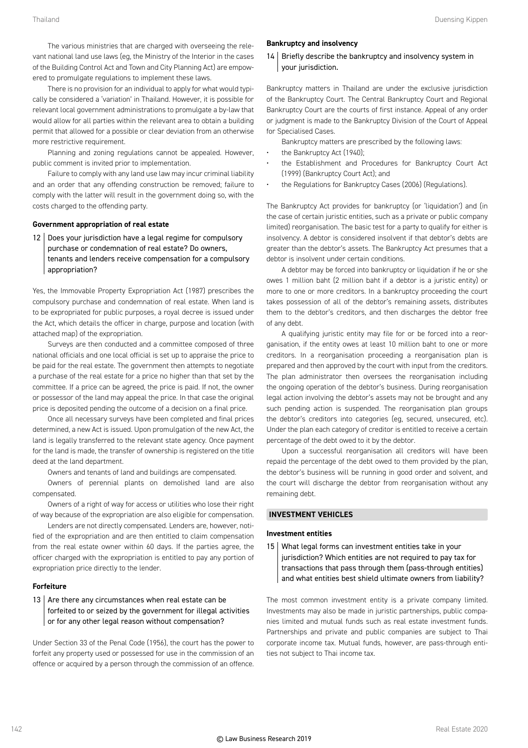The various ministries that are charged with overseeing the relevant national land use laws (eg, the Ministry of the Interior in the cases of the Building Control Act and Town and City Planning Act) are empowered to promulgate regulations to implement these laws.

There is no provision for an individual to apply for what would typically be considered a 'variation' in Thailand. However, it is possible for relevant local government administrations to promulgate a by-law that would allow for all parties within the relevant area to obtain a building permit that allowed for a possible or clear deviation from an otherwise more restrictive requirement.

Planning and zoning regulations cannot be appealed. However, public comment is invited prior to implementation.

Failure to comply with any land use law may incur criminal liability and an order that any offending construction be removed; failure to comply with the latter will result in the government doing so, with the costs charged to the offending party.

#### Government appropriation of real estate

**12 Does your jurisdiction have a legal regime for compulsory purchase or condemnation of real estate? Do owners, tenants and lenders receive compensation for a compulsory appropriation?**

Yes, the Immovable Property Expropriation Act (1987) prescribes the compulsory purchase and condemnation of real estate. When land is to be expropriated for public purposes, a royal decree is issued under the Act, which details the officer in charge, purpose and location (with attached map) of the expropriation.

Surveys are then conducted and a committee composed of three national officials and one local official is set up to appraise the price to be paid for the real estate. The government then attempts to negotiate a purchase of the real estate for a price no higher than that set by the committee. If a price can be agreed, the price is paid. If not, the owner or possessor of the land may appeal the price. In that case the original price is deposited pending the outcome of a decision on a final price.

Once all necessary surveys have been completed and final prices determined, a new Act is issued. Upon promulgation of the new Act, the land is legally transferred to the relevant state agency. Once payment for the land is made, the transfer of ownership is registered on the title deed at the land department.

Owners and tenants of land and buildings are compensated.

Owners of perennial plants on demolished land are also compensated.

Owners of a right of way for access or utilities who lose their right of way because of the expropriation are also eligible for compensation.

Lenders are not directly compensated. Lenders are, however, notified of the expropriation and are then entitled to claim compensation from the real estate owner within 60 days. If the parties agree, the officer charged with the expropriation is entitled to pay any portion of expropriation price directly to the lender.

#### Forfeiture

**13 Are there any circumstances when real estate can be forfeited to or seized by the government for illegal activities or for any other legal reason without compensation?**

Under Section 33 of the Penal Code (1956), the court has the power to forfeit any property used or possessed for use in the commission of an offence or acquired by a person through the commission of an offence.

#### Bankruptcy and insolvency

**14 Briefly describe the bankruptcy and insolvency system in your jurisdiction.**

Bankruptcy matters in Thailand are under the exclusive jurisdiction of the Bankruptcy Court. The Central Bankruptcy Court and Regional Bankruptcy Court are the courts of first instance. Appeal of any order or judgment is made to the Bankruptcy Division of the Court of Appeal for Specialised Cases.

Bankruptcy matters are prescribed by the following laws:

- the Bankruptcy Act (1940);
- the Establishment and Procedures for Bankruptcy Court Act (1999) (Bankruptcy Court Act); and
- the Regulations for Bankruptcy Cases (2006) (Regulations).

The Bankruptcy Act provides for bankruptcy (or 'liquidation') and (in the case of certain juristic entities, such as a private or public company limited) reorganisation. The basic test for a party to qualify for either is insolvency. A debtor is considered insolvent if that debtor's debts are greater than the debtor's assets. The Bankruptcy Act presumes that a debtor is insolvent under certain conditions.

A debtor may be forced into bankruptcy or liquidation if he or she owes 1 million baht (2 million baht if a debtor is a juristic entity) or more to one or more creditors. In a bankruptcy proceeding the court takes possession of all of the debtor's remaining assets, distributes them to the debtor's creditors, and then discharges the debtor free of any debt.

A qualifying juristic entity may file for or be forced into a reorganisation, if the entity owes at least 10 million baht to one or more creditors. In a reorganisation proceeding a reorganisation plan is prepared and then approved by the court with input from the creditors. The plan administrator then oversees the reorganisation including the ongoing operation of the debtor's business. During reorganisation legal action involving the debtor's assets may not be brought and any such pending action is suspended. The reorganisation plan groups the debtor's creditors into categories (eg, secured, unsecured, etc). Under the plan each category of creditor is entitled to receive a certain percentage of the debt owed to it by the debtor.

Upon a successful reorganisation all creditors will have been repaid the percentage of the debt owed to them provided by the plan, the debtor's business will be running in good order and solvent, and the court will discharge the debtor from reorganisation without any remaining debt.

### INVESTMENT VEHICLES

#### Investment entities

**15 What legal forms can investment entities take in your jurisdiction? Which entities are not required to pay tax for transactions that pass through them (pass-through entities) and what entities best shield ultimate owners from liability?**

The most common investment entity is a private company limited. Investments may also be made in juristic partnerships, public companies limited and mutual funds such as real estate investment funds. Partnerships and private and public companies are subject to Thai corporate income tax. Mutual funds, however, are pass-through entities not subject to Thai income tax.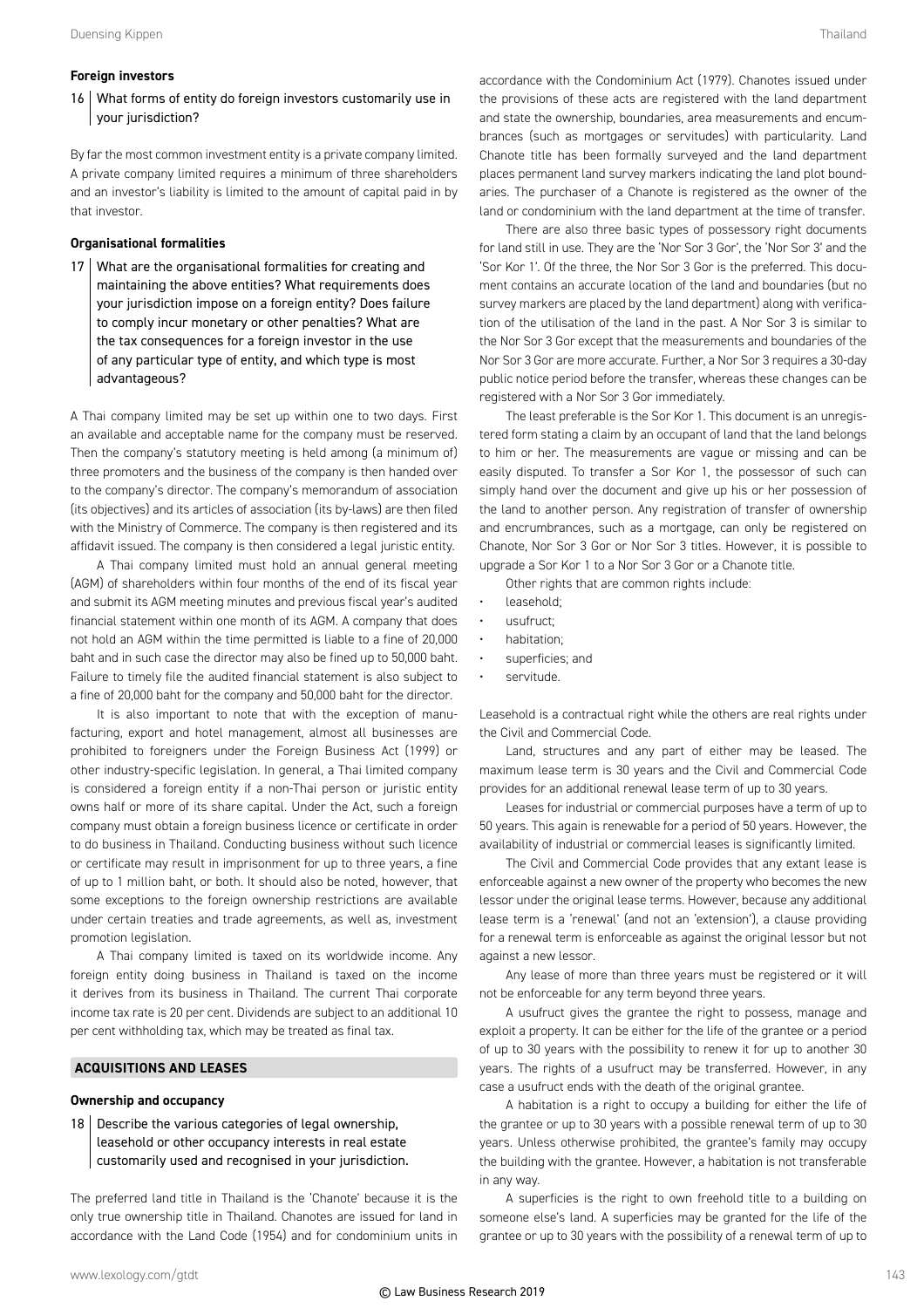### Foreign investors

**16 What forms of entity do foreign investors customarily use in your jurisdiction?**

By far the most common investment entity is a private company limited. A private company limited requires a minimum of three shareholders and an investor's liability is limited to the amount of capital paid in by that investor.

### Organisational formalities

**17 What are the organisational formalities for creating and maintaining the above entities? What requirements does your jurisdiction impose on a foreign entity? Does failure to comply incur monetary or other penalties? What are the tax consequences for a foreign investor in the use of any particular type of entity, and which type is most advantageous?**

A Thai company limited may be set up within one to two days. First an available and acceptable name for the company must be reserved. Then the company's statutory meeting is held among (a minimum of) three promoters and the business of the company is then handed over to the company's director. The company's memorandum of association (its objectives) and its articles of association (its by-laws) are then filed with the Ministry of Commerce. The company is then registered and its affidavit issued. The company is then considered a legal juristic entity.

A Thai company limited must hold an annual general meeting (AGM) of shareholders within four months of the end of its fiscal year and submit its AGM meeting minutes and previous fiscal year's audited financial statement within one month of its AGM. A company that does not hold an AGM within the time permitted is liable to a fine of 20,000 baht and in such case the director may also be fined up to 50,000 baht. Failure to timely file the audited financial statement is also subject to a fine of 20,000 baht for the company and 50,000 baht for the director.

It is also important to note that with the exception of manufacturing, export and hotel management, almost all businesses are prohibited to foreigners under the Foreign Business Act (1999) or other industry-specific legislation. In general, a Thai limited company is considered a foreign entity if a non-Thai person or juristic entity owns half or more of its share capital. Under the Act, such a foreign company must obtain a foreign business licence or certificate in order to do business in Thailand. Conducting business without such licence or certificate may result in imprisonment for up to three years, a fine of up to 1 million baht, or both. It should also be noted, however, that some exceptions to the foreign ownership restrictions are available under certain treaties and trade agreements, as well as, investment promotion legislation.

A Thai company limited is taxed on its worldwide income. Any foreign entity doing business in Thailand is taxed on the income it derives from its business in Thailand. The current Thai corporate income tax rate is 20 per cent. Dividends are subject to an additional 10 per cent withholding tax, which may be treated as final tax.

## ACQUISITIONS AND LEASES

### Ownership and occupancy

**18 Describe the various categories of legal ownership, leasehold or other occupancy interests in real estate customarily used and recognised in your jurisdiction.**

The preferred land title in Thailand is the 'Chanote' because it is the only true ownership title in Thailand. Chanotes are issued for land in accordance with the Land Code (1954) and for condominium units in accordance with the Condominium Act (1979). Chanotes issued under the provisions of these acts are registered with the land department and state the ownership, boundaries, area measurements and encumbrances (such as mortgages or servitudes) with particularity. Land Chanote title has been formally surveyed and the land department places permanent land survey markers indicating the land plot boundaries. The purchaser of a Chanote is registered as the owner of the land or condominium with the land department at the time of transfer.

There are also three basic types of possessory right documents for land still in use. They are the 'Nor Sor 3 Gor', the 'Nor Sor 3' and the 'Sor Kor 1'. Of the three, the Nor Sor 3 Gor is the preferred. This document contains an accurate location of the land and boundaries (but no survey markers are placed by the land department) along with verification of the utilisation of the land in the past. A Nor Sor 3 is similar to the Nor Sor 3 Gor except that the measurements and boundaries of the Nor Sor 3 Gor are more accurate. Further, a Nor Sor 3 requires a 30-day public notice period before the transfer, whereas these changes can be registered with a Nor Sor 3 Gor immediately.

The least preferable is the Sor Kor 1. This document is an unregistered form stating a claim by an occupant of land that the land belongs to him or her. The measurements are vague or missing and can be easily disputed. To transfer a Sor Kor 1, the possessor of such can simply hand over the document and give up his or her possession of the land to another person. Any registration of transfer of ownership and encrumbrances, such as a mortgage, can only be registered on Chanote, Nor Sor 3 Gor or Nor Sor 3 titles. However, it is possible to upgrade a Sor Kor 1 to a Nor Sor 3 Gor or a Chanote title.

Other rights that are common rights include:

- leasehold;
- usufruct;
- habitation;
- superficies; and
- servitude.

Leasehold is a contractual right while the others are real rights under the Civil and Commercial Code.

Land, structures and any part of either may be leased. The maximum lease term is 30 years and the Civil and Commercial Code provides for an additional renewal lease term of up to 30 years.

Leases for industrial or commercial purposes have a term of up to 50 years. This again is renewable for a period of 50 years. However, the availability of industrial or commercial leases is significantly limited.

The Civil and Commercial Code provides that any extant lease is enforceable against a new owner of the property who becomes the new lessor under the original lease terms. However, because any additional lease term is a 'renewal' (and not an 'extension'), a clause providing for a renewal term is enforceable as against the original lessor but not against a new lessor.

Any lease of more than three years must be registered or it will not be enforceable for any term beyond three years.

A usufruct gives the grantee the right to possess, manage and exploit a property. It can be either for the life of the grantee or a period of up to 30 years with the possibility to renew it for up to another 30 years. The rights of a usufruct may be transferred. However, in any case a usufruct ends with the death of the original grantee.

A habitation is a right to occupy a building for either the life of the grantee or up to 30 years with a possible renewal term of up to 30 years. Unless otherwise prohibited, the grantee's family may occupy the building with the grantee. However, a habitation is not transferable in any way.

A superficies is the right to own freehold title to a building on someone else's land. A superficies may be granted for the life of the grantee or up to 30 years with the possibility of a renewal term of up to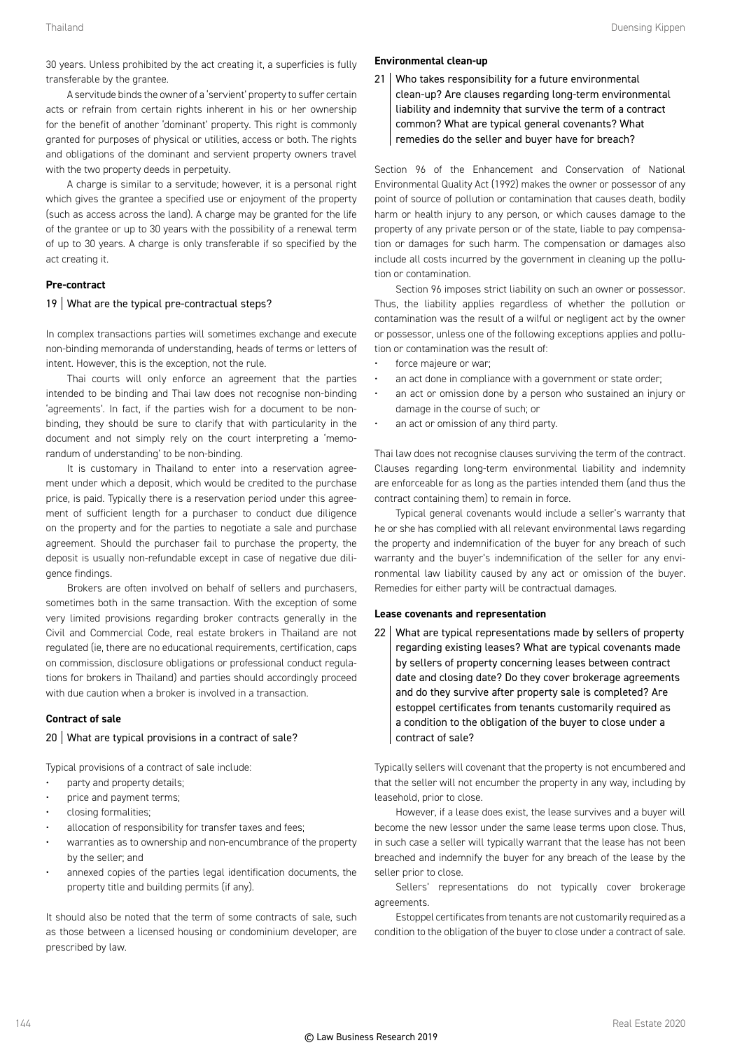30 years. Unless prohibited by the act creating it, a superficies is fully transferable by the grantee.

A servitude binds the owner of a 'servient' property to suffer certain acts or refrain from certain rights inherent in his or her ownership for the benefit of another 'dominant' property. This right is commonly granted for purposes of physical or utilities, access or both. The rights and obligations of the dominant and servient property owners travel with the two property deeds in perpetuity.

A charge is similar to a servitude; however, it is a personal right which gives the grantee a specified use or enjoyment of the property (such as access across the land). A charge may be granted for the life of the grantee or up to 30 years with the possibility of a renewal term of up to 30 years. A charge is only transferable if so specified by the act creating it.

### Pre-contract

#### 19 | What are the typical pre-contractual steps?

In complex transactions parties will sometimes exchange and execute non-binding memoranda of understanding, heads of terms or letters of intent. However, this is the exception, not the rule.

Thai courts will only enforce an agreement that the parties intended to be binding and Thai law does not recognise non-binding 'agreements'. In fact, if the parties wish for a document to be non-binding, they should be sure to clarify that with particularity in the document and not simply rely on the court interpreting a 'memorandum of understanding' to be non-binding.

It is customary in Thailand to enter into a reservation agreement under which a deposit, which would be credited to the purchase price, is paid. Typically there is a reservation period under this agreement of sufficient length for a purchaser to conduct due diligence on the property and for the parties to negotiate a sale and purchase agreement. Should the purchaser fail to purchase the property, the deposit is usually non-refundable except in case of negative due diligence findings.

Brokers are often involved on behalf of sellers and purchasers, sometimes both in the same transaction. With the exception of some very limited provisions regarding broker contracts generally in the Civil and Commercial Code, real estate brokers in Thailand are not regulated (ie, there are no educational requirements, certification, caps on commission, disclosure obligations or professional conduct regulations for brokers in Thailand) and parties should accordingly proceed with due caution when a broker is involved in a transaction.

### Contract of sale

#### 20 | What are typical provisions in a contract of sale?

Typical provisions of a contract of sale include:

- party and property details;
- price and payment terms;
- closing formalities;
- allocation of responsibility for transfer taxes and fees;
- warranties as to ownership and non-encumbrance of the property by the seller; and
- annexed copies of the parties legal identification documents, the property title and building permits (if any).

It should also be noted that the term of some contracts of sale, such as those between a licensed housing or condominium developer, are prescribed by law.

### Environmental clean-up

#### 21 | Who takes responsibility for a future environmental clean-up? Are clauses regarding long-term environmental liability and indemnity that survive the term of a contract common? What are typical general covenants? What remedies do the seller and buyer have for breach?

Section 96 of the Enhancement and Conservation of National Environmental Quality Act (1992) makes the owner or possessor of any point of source of pollution or contamination that causes death, bodily harm or health injury to any person, or which causes damage to the property of any private person or of the state, liable to pay compensation or damages for such harm. The compensation or damages also include all costs incurred by the government in cleaning up the pollution or contamination.

Section 96 imposes strict liability on such an owner or possessor. Thus, the liability applies regardless of whether the pollution or contamination was the result of a wilful or negligent act by the owner or possessor, unless one of the following exceptions applies and pollution or contamination was the result of:

- force majeure or war;
- an act done in compliance with a government or state order;
- an act or omission done by a person who sustained an injury or damage in the course of such; or
- an act or omission of any third party.

Thai law does not recognise clauses surviving the term of the contract. Clauses regarding long-term environmental liability and indemnity are enforceable for as long as the parties intended them (and thus the contract containing them) to remain in force.

Typical general covenants would include a seller's warranty that he or she has complied with all relevant environmental laws regarding the property and indemnification of the buyer for any breach of such warranty and the buyer's indemnification of the seller for any environmental law liability caused by any act or omission of the buyer. Remedies for either party will be contractual damages.

### Lease covenants and representation

#### 22 | What are typical representations made by sellers of property regarding existing leases? What are typical covenants made by sellers of property concerning leases between contract date and closing date? Do they cover brokerage agreements and do they survive after property sale is completed? Are estoppel certificates from tenants customarily required as a condition to the obligation of the buyer to close under a contract of sale?

Typically sellers will covenant that the property is not encumbered and that the seller will not encumber the property in any way, including by leasehold, prior to close.

However, if a lease does exist, the lease survives and a buyer will become the new lessor under the same lease terms upon close. Thus, in such case a seller will typically warrant that the lease has not been breached and indemnify the buyer for any breach of the lease by the seller prior to close.

Sellers' representations do not typically cover brokerage agreements.

Estoppel certificates from tenants are not customarily required as a condition to the obligation of the buyer to close under a contract of sale.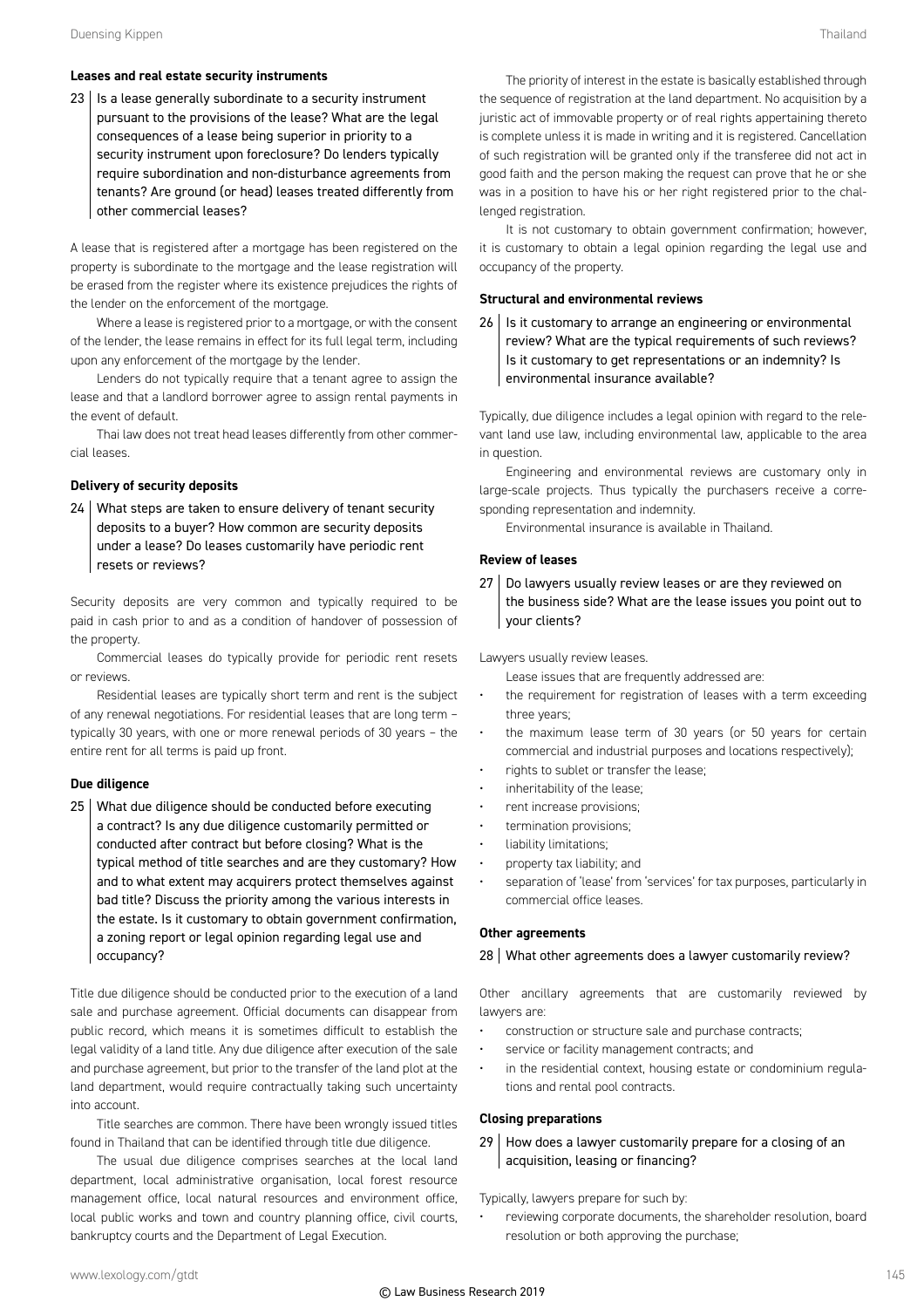### Leases and real estate security instruments

**23** Is a lease generally subordinate to a security instrument pursuant to the provisions of the lease? What are the legal consequences of a lease being superior in priority to a security instrument upon foreclosure? Do lenders typically require subordination and non-disturbance agreements from tenants? Are ground (or head) leases treated differently from other commercial leases?

A lease that is registered after a mortgage has been registered on the property is subordinate to the mortgage and the lease registration will be erased from the register where its existence prejudices the rights of the lender on the enforcement of the mortgage.

Where a lease is registered prior to a mortgage, or with the consent of the lender, the lease remains in effect for its full legal term, including upon any enforcement of the mortgage by the lender.

Lenders do not typically require that a tenant agree to assign the lease and that a landlord borrower agree to assign rental payments in the event of default.

Thai law does not treat head leases differently from other commercial leases.

### Delivery of security deposits

**24** What steps are taken to ensure delivery of tenant security deposits to a buyer? How common are security deposits under a lease? Do leases customarily have periodic rent resets or reviews?

Security deposits are very common and typically required to be paid in cash prior to and as a condition of handover of possession of the property.

Commercial leases do typically provide for periodic rent resets or reviews.

Residential leases are typically short term and rent is the subject of any renewal negotiations. For residential leases that are long term – typically 30 years, with one or more renewal periods of 30 years – the entire rent for all terms is paid up front.

### Due diligence

**25** What due diligence should be conducted before executing a contract? Is any due diligence customarily permitted or conducted after contract but before closing? What is the typical method of title searches and are they customary? How and to what extent may acquirers protect themselves against bad title? Discuss the priority among the various interests in the estate. Is it customary to obtain government confirmation, a zoning report or legal opinion regarding legal use and occupancy?

Title due diligence should be conducted prior to the execution of a land sale and purchase agreement. Official documents can disappear from public record, which means it is sometimes difficult to establish the legal validity of a land title. Any due diligence after execution of the sale and purchase agreement, but prior to the transfer of the land plot at the land department, would require contractually taking such uncertainty into account.

Title searches are common. There have been wrongly issued titles found in Thailand that can be identified through title due diligence.

The usual due diligence comprises searches at the local land department, local administrative organisation, local forest resource management office, local natural resources and environment office, local public works and town and country planning office, civil courts, bankruptcy courts and the Department of Legal Execution.

The priority of interest in the estate is basically established through the sequence of registration at the land department. No acquisition by a juristic act of immovable property or of real rights appertaining thereto is complete unless it is made in writing and it is registered. Cancellation of such registration will be granted only if the transferee did not act in good faith and the person making the request can prove that he or she was in a position to have his or her right registered prior to the challenged registration.

It is not customary to obtain government confirmation; however, it is customary to obtain a legal opinion regarding the legal use and occupancy of the property.

### Structural and environmental reviews

**26** Is it customary to arrange an engineering or environmental review? What are the typical requirements of such reviews? Is it customary to get representations or an indemnity? Is environmental insurance available?

Typically, due diligence includes a legal opinion with regard to the relevant land use law, including environmental law, applicable to the area in question.

Engineering and environmental reviews are customary only in large-scale projects. Thus typically the purchasers receive a corresponding representation and indemnity.

Environmental insurance is available in Thailand.

### Review of leases

**27** Do lawyers usually review leases or are they reviewed on the business side? What are the lease issues you point out to your clients?

Lawyers usually review leases.

Lease issues that are frequently addressed are:

- the requirement for registration of leases with a term exceeding three years;
- the maximum lease term of 30 years (or 50 years for certain commercial and industrial purposes and locations respectively);
- rights to sublet or transfer the lease;
- inheritability of the lease;
- rent increase provisions;
- termination provisions;
- liability limitations;
- property tax liability; and
- separation of 'lease' from 'services' for tax purposes, particularly in commercial office leases.

### Other agreements

**28** What other agreements does a lawyer customarily review?

Other ancillary agreements that are customarily reviewed by lawyers are:

- construction or structure sale and purchase contracts;
- service or facility management contracts; and
- in the residential context, housing estate or condominium regulations and rental pool contracts.

### Closing preparations

**29** How does a lawyer customarily prepare for a closing of an acquisition, leasing or financing?

Typically, lawyers prepare for such by:

- reviewing corporate documents, the shareholder resolution, board resolution or both approving the purchase;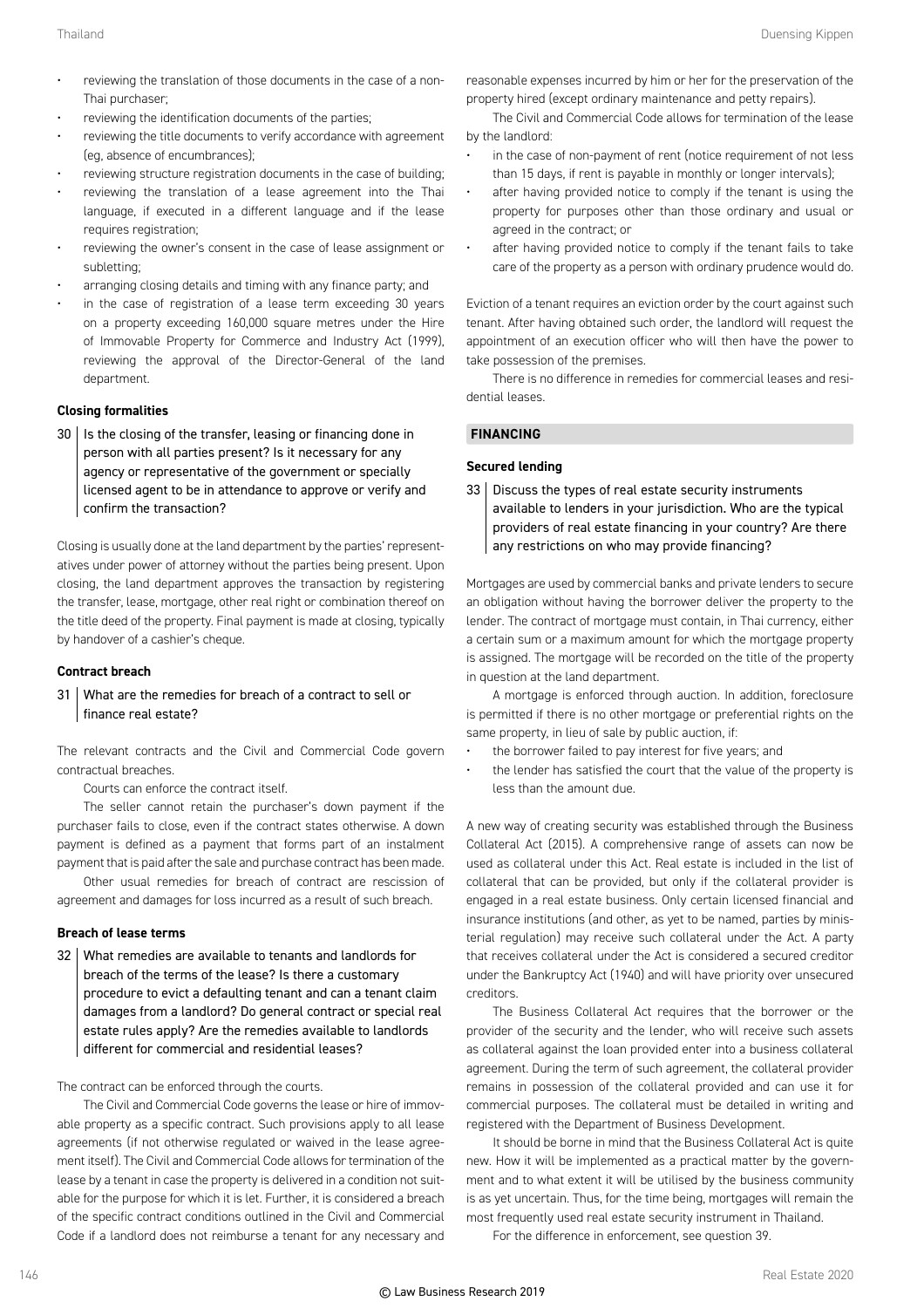- reviewing the translation of those documents in the case of a non-Thai purchaser;
- reviewing the identification documents of the parties;
- reviewing the title documents to verify accordance with agreement (eg, absence of encumbrances);
- reviewing structure registration documents in the case of building;
- reviewing the translation of a lease agreement into the Thai language, if executed in a different language and if the lease requires registration;
- reviewing the owner's consent in the case of lease assignment or subletting;
- arranging closing details and timing with any finance party; and
- in the case of registration of a lease term exceeding 30 years on a property exceeding 160,000 square metres under the Hire of Immovable Property for Commerce and Industry Act (1999), reviewing the approval of the Director-General of the land department.

**Closing formalities**

**30 Is the closing of the transfer, leasing or financing done in person with all parties present? Is it necessary for any agency or representative of the government or specially licensed agent to be in attendance to approve or verify and confirm the transaction?**

Closing is usually done at the land department by the parties' representatives under power of attorney without the parties being present. Upon closing, the land department approves the transaction by registering the transfer, lease, mortgage, other real right or combination thereof on the title deed of the property. Final payment is made at closing, typically by handover of a cashier's cheque.

**Contract breach**

**31 What are the remedies for breach of a contract to sell or finance real estate?**

The relevant contracts and the Civil and Commercial Code govern contractual breaches.

Courts can enforce the contract itself.

The seller cannot retain the purchaser's down payment if the purchaser fails to close, even if the contract states otherwise. A down payment is defined as a payment that forms part of an instalment payment that is paid after the sale and purchase contract has been made.

Other usual remedies for breach of contract are rescission of agreement and damages for loss incurred as a result of such breach.

**Breach of lease terms**

**32 What remedies are available to tenants and landlords for breach of the terms of the lease? Is there a customary procedure to evict a defaulting tenant and can a tenant claim damages from a landlord? Do general contract or special real estate rules apply? Are the remedies available to landlords different for commercial and residential leases?**

The contract can be enforced through the courts.

The Civil and Commercial Code governs the lease or hire of immovable property as a specific contract. Such provisions apply to all lease agreements (if not otherwise regulated or waived in the lease agreement itself). The Civil and Commercial Code allows for termination of the lease by a tenant in case the property is delivered in a condition not suitable for the purpose for which it is let. Further, it is considered a breach of the specific contract conditions outlined in the Civil and Commercial Code if a landlord does not reimburse a tenant for any necessary and reasonable expenses incurred by him or her for the preservation of the property hired (except ordinary maintenance and petty repairs).

The Civil and Commercial Code allows for termination of the lease by the landlord:

- in the case of non-payment of rent (notice requirement of not less than 15 days, if rent is payable in monthly or longer intervals);
- after having provided notice to comply if the tenant is using the property for purposes other than those ordinary and usual or agreed in the contract; or
- after having provided notice to comply if the tenant fails to take care of the property as a person with ordinary prudence would do.

Eviction of a tenant requires an eviction order by the court against such tenant. After having obtained such order, the landlord will request the appointment of an execution officer who will then have the power to take possession of the premises.

There is no difference in remedies for commercial leases and residential leases.

## FINANCING

**Secured lending**

**33 Discuss the types of real estate security instruments available to lenders in your jurisdiction. Who are the typical providers of real estate financing in your country? Are there any restrictions on who may provide financing?**

Mortgages are used by commercial banks and private lenders to secure an obligation without having the borrower deliver the property to the lender. The contract of mortgage must contain, in Thai currency, either a certain sum or a maximum amount for which the mortgage property is assigned. The mortgage will be recorded on the title of the property in question at the land department.

A mortgage is enforced through auction. In addition, foreclosure is permitted if there is no other mortgage or preferential rights on the same property, in lieu of sale by public auction, if:

- the borrower failed to pay interest for five years; and
- the lender has satisfied the court that the value of the property is less than the amount due.

A new way of creating security was established through the Business Collateral Act (2015). A comprehensive range of assets can now be used as collateral under this Act. Real estate is included in the list of collateral that can be provided, but only if the collateral provider is engaged in a real estate business. Only certain licensed financial and insurance institutions (and other, as yet to be named, parties by ministerial regulation) may receive such collateral under the Act. A party that receives collateral under the Act is considered a secured creditor under the Bankruptcy Act (1940) and will have priority over unsecured creditors.

The Business Collateral Act requires that the borrower or the provider of the security and the lender, who will receive such assets as collateral against the loan provided enter into a business collateral agreement. During the term of such agreement, the collateral provider remains in possession of the collateral provided and can use it for commercial purposes. The collateral must be detailed in writing and registered with the Department of Business Development.

It should be borne in mind that the Business Collateral Act is quite new. How it will be implemented as a practical matter by the government and to what extent it will be utilised by the business community is as yet uncertain. Thus, for the time being, mortgages will remain the most frequently used real estate security instrument in Thailand.

For the difference in enforcement, see question 39.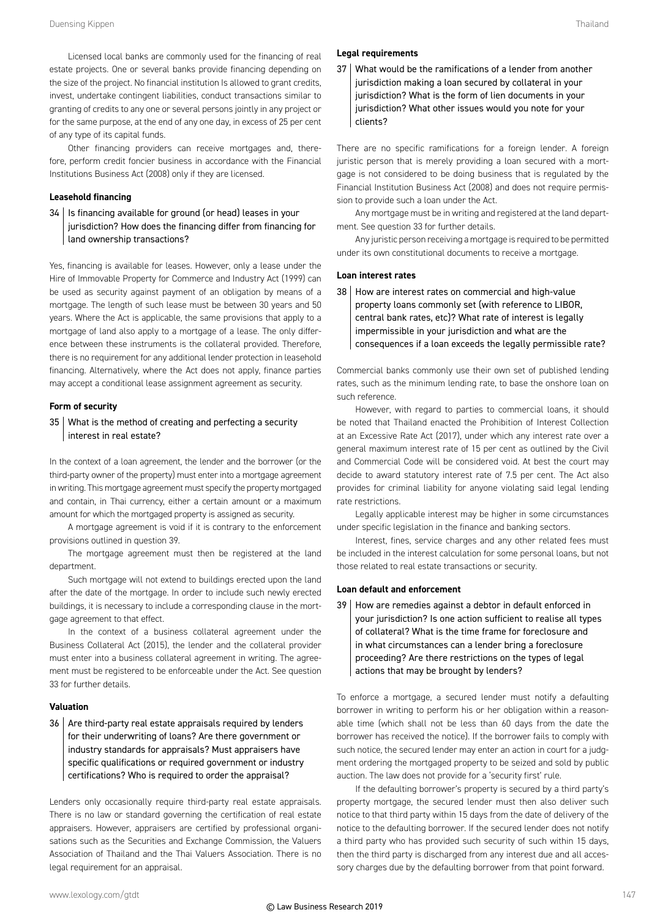Licensed local banks are commonly used for the financing of real estate projects. One or several banks provide financing depending on the size of the project. No financial institution Is allowed to grant credits, invest, undertake contingent liabilities, conduct transactions similar to granting of credits to any one or several persons jointly in any project or for the same purpose, at the end of any one day, in excess of 25 per cent of any type of its capital funds.

Other financing providers can receive mortgages and, therefore, perform credit foncier business in accordance with the Financial Institutions Business Act (2008) only if they are licensed.

**Leasehold financing**

**34 Is financing available for ground (or head) leases in your jurisdiction? How does the financing differ from financing for land ownership transactions?**

Yes, financing is available for leases. However, only a lease under the Hire of Immovable Property for Commerce and Industry Act (1999) can be used as security against payment of an obligation by means of a mortgage. The length of such lease must be between 30 years and 50 years. Where the Act is applicable, the same provisions that apply to a mortgage of land also apply to a mortgage of a lease. The only difference between these instruments is the collateral provided. Therefore, there is no requirement for any additional lender protection in leasehold financing. Alternatively, where the Act does not apply, finance parties may accept a conditional lease assignment agreement as security.

**Form of security**

**35 What is the method of creating and perfecting a security interest in real estate?**

In the context of a loan agreement, the lender and the borrower (or the third-party owner of the property) must enter into a mortgage agreement in writing. This mortgage agreement must specify the property mortgaged and contain, in Thai currency, either a certain amount or a maximum amount for which the mortgaged property is assigned as security.

A mortgage agreement is void if it is contrary to the enforcement provisions outlined in question 39.

The mortgage agreement must then be registered at the land department.

Such mortgage will not extend to buildings erected upon the land after the date of the mortgage. In order to include such newly erected buildings, it is necessary to include a corresponding clause in the mortgage agreement to that effect.

In the context of a business collateral agreement under the Business Collateral Act (2015), the lender and the collateral provider must enter into a business collateral agreement in writing. The agreement must be registered to be enforceable under the Act. See question 33 for further details.

**Valuation**

**36 Are third-party real estate appraisals required by lenders for their underwriting of loans? Are there government or industry standards for appraisals? Must appraisers have specific qualifications or required government or industry certifications? Who is required to order the appraisal?**

Lenders only occasionally require third-party real estate appraisals. There is no law or standard governing the certification of real estate appraisers. However, appraisers are certified by professional organisations such as the Securities and Exchange Commission, the Valuers Association of Thailand and the Thai Valuers Association. There is no legal requirement for an appraisal.

**Legal requirements**

**37 What would be the ramifications of a lender from another jurisdiction making a loan secured by collateral in your jurisdiction? What is the form of lien documents in your jurisdiction? What other issues would you note for your clients?**

There are no specific ramifications for a foreign lender. A foreign juristic person that is merely providing a loan secured with a mortgage is not considered to be doing business that is regulated by the Financial Institution Business Act (2008) and does not require permission to provide such a loan under the Act.

Any mortgage must be in writing and registered at the land department. See question 33 for further details.

Any juristic person receiving a mortgage is required to be permitted under its own constitutional documents to receive a mortgage.

**Loan interest rates**

**38 How are interest rates on commercial and high-value property loans commonly set (with reference to LIBOR, central bank rates, etc)? What rate of interest is legally impermissible in your jurisdiction and what are the consequences if a loan exceeds the legally permissible rate?**

Commercial banks commonly use their own set of published lending rates, such as the minimum lending rate, to base the onshore loan on such reference.

However, with regard to parties to commercial loans, it should be noted that Thailand enacted the Prohibition of Interest Collection at an Excessive Rate Act (2017), under which any interest rate over a general maximum interest rate of 15 per cent as outlined by the Civil and Commercial Code will be considered void. At best the court may decide to award statutory interest rate of 7.5 per cent. The Act also provides for criminal liability for anyone violating said legal lending rate restrictions.

Legally applicable interest may be higher in some circumstances under specific legislation in the finance and banking sectors.

Interest, fines, service charges and any other related fees must be included in the interest calculation for some personal loans, but not those related to real estate transactions or security.

**Loan default and enforcement**

**39 How are remedies against a debtor in default enforced in your jurisdiction? Is one action sufficient to realise all types of collateral? What is the time frame for foreclosure and in what circumstances can a lender bring a foreclosure proceeding? Are there restrictions on the types of legal actions that may be brought by lenders?**

To enforce a mortgage, a secured lender must notify a defaulting borrower in writing to perform his or her obligation within a reasonable time (which shall not be less than 60 days from the date the borrower has received the notice). If the borrower fails to comply with such notice, the secured lender may enter an action in court for a judgment ordering the mortgaged property to be seized and sold by public auction. The law does not provide for a 'security first' rule.

If the defaulting borrower's property is secured by a third party's property mortgage, the secured lender must then also deliver such notice to that third party within 15 days from the date of delivery of the notice to the defaulting borrower. If the secured lender does not notify a third party who has provided such security of such within 15 days, then the third party is discharged from any interest due and all accessory charges due by the defaulting borrower from that point forward.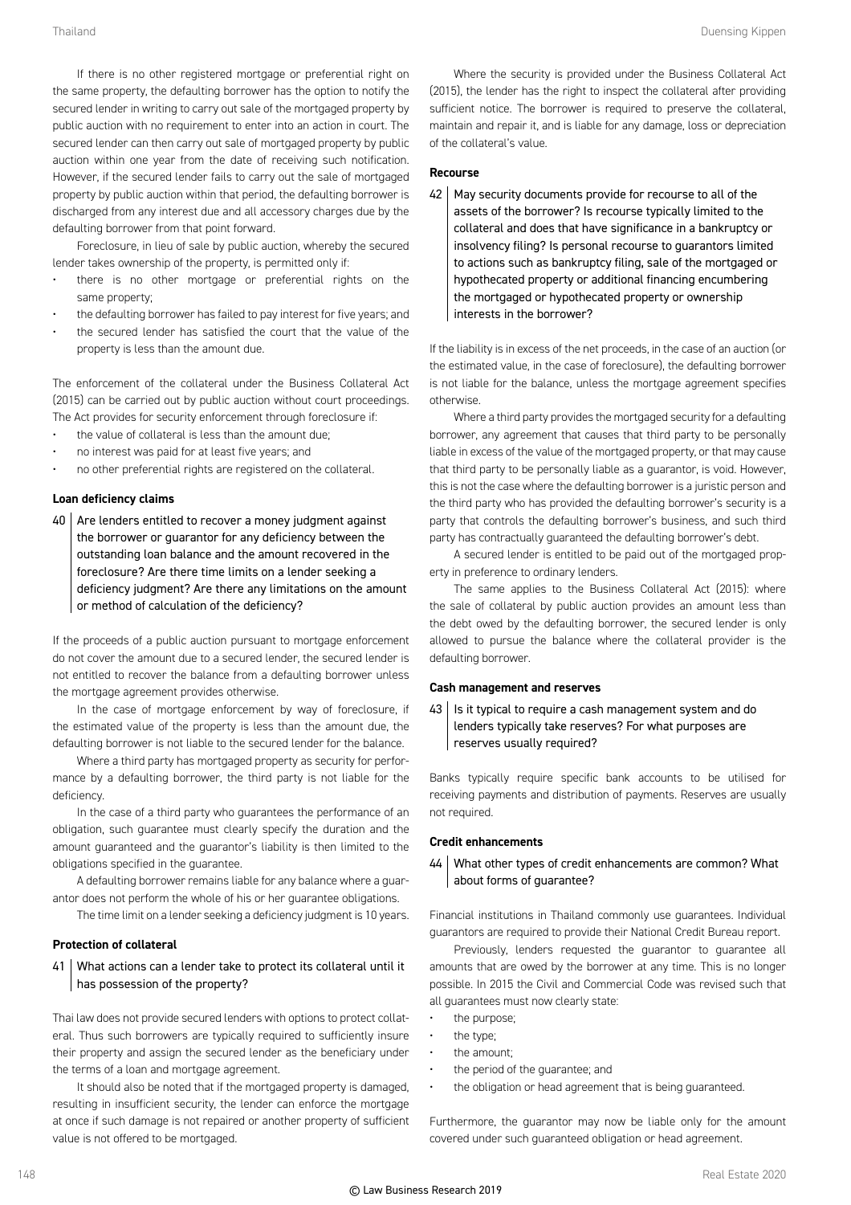If there is no other registered mortgage or preferential right on the same property, the defaulting borrower has the option to notify the secured lender in writing to carry out sale of the mortgaged property by public auction with no requirement to enter into an action in court. The secured lender can then carry out sale of mortgaged property by public auction within one year from the date of receiving such notification. However, if the secured lender fails to carry out the sale of mortgaged property by public auction within that period, the defaulting borrower is discharged from any interest due and all accessory charges due by the defaulting borrower from that point forward.

Foreclosure, in lieu of sale by public auction, whereby the secured lender takes ownership of the property, is permitted only if:

- there is no other mortgage or preferential rights on the same property;
- the defaulting borrower has failed to pay interest for five years; and
- the secured lender has satisfied the court that the value of the property is less than the amount due.

The enforcement of the collateral under the Business Collateral Act (2015) can be carried out by public auction without court proceedings. The Act provides for security enforcement through foreclosure if:

- the value of collateral is less than the amount due;
- no interest was paid for at least five years; and
- no other preferential rights are registered on the collateral.

### Loan deficiency claims

**40 Are lenders entitled to recover a money judgment against the borrower or guarantor for any deficiency between the outstanding loan balance and the amount recovered in the foreclosure? Are there time limits on a lender seeking a deficiency judgment? Are there any limitations on the amount or method of calculation of the deficiency?**

If the proceeds of a public auction pursuant to mortgage enforcement do not cover the amount due to a secured lender, the secured lender is not entitled to recover the balance from a defaulting borrower unless the mortgage agreement provides otherwise.

In the case of mortgage enforcement by way of foreclosure, if the estimated value of the property is less than the amount due, the defaulting borrower is not liable to the secured lender for the balance.

Where a third party has mortgaged property as security for performance by a defaulting borrower, the third party is not liable for the deficiency.

In the case of a third party who guarantees the performance of an obligation, such guarantee must clearly specify the duration and the amount guaranteed and the guarantor's liability is then limited to the obligations specified in the guarantee.

A defaulting borrower remains liable for any balance where a guarantor does not perform the whole of his or her guarantee obligations.

The time limit on a lender seeking a deficiency judgment is 10 years.

### Protection of collateral

**41 What actions can a lender take to protect its collateral until it has possession of the property?**

Thai law does not provide secured lenders with options to protect collateral. Thus such borrowers are typically required to sufficiently insure their property and assign the secured lender as the beneficiary under the terms of a loan and mortgage agreement.

It should also be noted that if the mortgaged property is damaged, resulting in insufficient security, the lender can enforce the mortgage at once if such damage is not repaired or another property of sufficient value is not offered to be mortgaged.

Where the security is provided under the Business Collateral Act (2015), the lender has the right to inspect the collateral after providing sufficient notice. The borrower is required to preserve the collateral, maintain and repair it, and is liable for any damage, loss or depreciation of the collateral's value.

### Recourse

**42 May security documents provide for recourse to all of the assets of the borrower? Is recourse typically limited to the collateral and does that have significance in a bankruptcy or insolvency filing? Is personal recourse to guarantors limited to actions such as bankruptcy filing, sale of the mortgaged or hypothecated property or additional financing encumbering the mortgaged or hypothecated property or ownership interests in the borrower?**

If the liability is in excess of the net proceeds, in the case of an auction (or the estimated value, in the case of foreclosure), the defaulting borrower is not liable for the balance, unless the mortgage agreement specifies otherwise.

Where a third party provides the mortgaged security for a defaulting borrower, any agreement that causes that third party to be personally liable in excess of the value of the mortgaged property, or that may cause that third party to be personally liable as a guarantor, is void. However, this is not the case where the defaulting borrower is a juristic person and the third party who has provided the defaulting borrower's security is a party that controls the defaulting borrower's business, and such third party has contractually guaranteed the defaulting borrower's debt.

A secured lender is entitled to be paid out of the mortgaged property in preference to ordinary lenders.

The same applies to the Business Collateral Act (2015): where the sale of collateral by public auction provides an amount less than the debt owed by the defaulting borrower, the secured lender is only allowed to pursue the balance where the collateral provider is the defaulting borrower.

### Cash management and reserves

**43 Is it typical to require a cash management system and do lenders typically take reserves? For what purposes are reserves usually required?**

Banks typically require specific bank accounts to be utilised for receiving payments and distribution of payments. Reserves are usually not required.

### Credit enhancements

**44 What other types of credit enhancements are common? What about forms of guarantee?**

Financial institutions in Thailand commonly use guarantees. Individual guarantors are required to provide their National Credit Bureau report.

Previously, lenders requested the guarantor to guarantee all amounts that are owed by the borrower at any time. This is no longer possible. In 2015 the Civil and Commercial Code was revised such that all guarantees must now clearly state:

- the purpose;
- the type;
- the amount;
- the period of the guarantee; and
- the obligation or head agreement that is being guaranteed.

Furthermore, the guarantor may now be liable only for the amount covered under such guaranteed obligation or head agreement.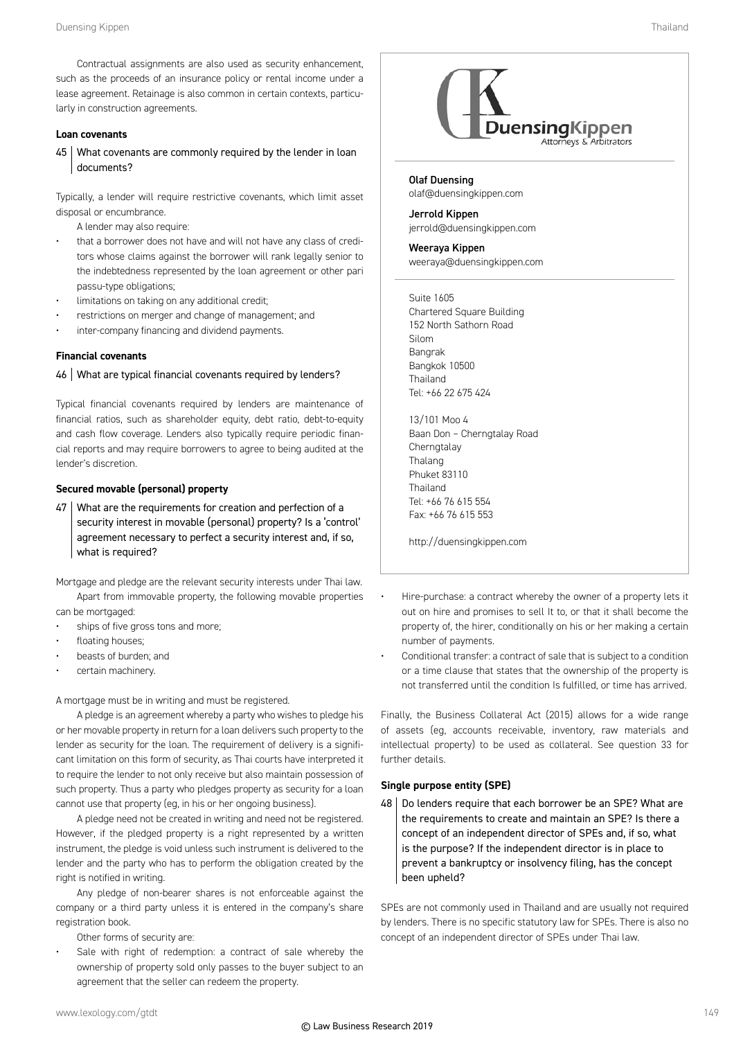Contractual assignments are also used as security enhancement, such as the proceeds of an insurance policy or rental income under a lease agreement. Retainage is also common in certain contexts, particularly in construction agreements.

### Loan covenants

**45 What covenants are commonly required by the lender in loan documents?**

Typically, a lender will require restrictive covenants, which limit asset disposal or encumbrance.

A lender may also require:

- that a borrower does not have and will not have any class of creditors whose claims against the borrower will rank legally senior to the indebtedness represented by the loan agreement or other pari passu-type obligations;
- limitations on taking on any additional credit;
- restrictions on merger and change of management; and
- inter-company financing and dividend payments.

### Financial covenants

**46 What are typical financial covenants required by lenders?**

Typical financial covenants required by lenders are maintenance of financial ratios, such as shareholder equity, debt ratio, debt-to-equity and cash flow coverage. Lenders also typically require periodic financial reports and may require borrowers to agree to being audited at the lender's discretion.

### Secured movable (personal) property

**47 What are the requirements for creation and perfection of a security interest in movable (personal) property? Is a 'control' agreement necessary to perfect a security interest and, if so, what is required?**

Mortgage and pledge are the relevant security interests under Thai law.

Apart from immovable property, the following movable properties can be mortgaged:

- ships of five gross tons and more;
- floating houses;
- beasts of burden; and
- certain machinery.

A mortgage must be in writing and must be registered.

A pledge is an agreement whereby a party who wishes to pledge his or her movable property in return for a loan delivers such property to the lender as security for the loan. The requirement of delivery is a significant limitation on this form of security, as Thai courts have interpreted it to require the lender to not only receive but also maintain possession of such property. Thus a party who pledges property as security for a loan cannot use that property (eg, in his or her ongoing business).

A pledge need not be created in writing and need not be registered. However, if the pledged property is a right represented by a written instrument, the pledge is void unless such instrument is delivered to the lender and the party who has to perform the obligation created by the right is notified in writing.

Any pledge of non-bearer shares is not enforceable against the company or a third party unless it is entered in the company's share registration book.

Other forms of security are:

- Sale with right of redemption: a contract of sale whereby the ownership of property sold only passes to the buyer subject to an agreement that the seller can redeem the property.
- Hire-purchase: a contract whereby the owner of a property lets it out on hire and promises to sell It to, or that it shall become the property of, the hirer, conditionally on his or her making a certain number of payments.
- Conditional transfer: a contract of sale that is subject to a condition or a time clause that states that the ownership of the property is not transferred until the condition Is fulfilled, or time has arrived.

Finally, the Business Collateral Act (2015) allows for a wide range of assets (eg, accounts receivable, inventory, raw materials and intellectual property) to be used as collateral. See question 33 for further details.

### Single purpose entity (SPE)

**48 Do lenders require that each borrower be an SPE? What are the requirements to create and maintain an SPE? Is there a concept of an independent director of SPEs and, if so, what is the purpose? If the independent director is in place to prevent a bankruptcy or insolvency filing, has the concept been upheld?**

SPEs are not commonly used in Thailand and are usually not required by lenders. There is no specific statutory law for SPEs. There is also no concept of an independent director of SPEs under Thai law.

DuensingKippen
Attorneys & Arbitrators

**Olaf Duensing**
olaf@duensingkippen.com

**Jerrold Kippen**
jerrold@duensingkippen.com

**Weeraya Kippen**
weeraya@duensingkippen.com

Suite 1605
Chartered Square Building
152 North Sathorn Road
Silom
Bangrak
Bangkok 10500
Thailand
Tel: +66 22 675 424

13/101 Moo 4
Baan Don – Cherngtalay Road
Cherngtalay
Thalang
Phuket 83110
Thailand
Tel: +66 76 615 554
Fax: +66 76 615 553

http://duensingkippen.com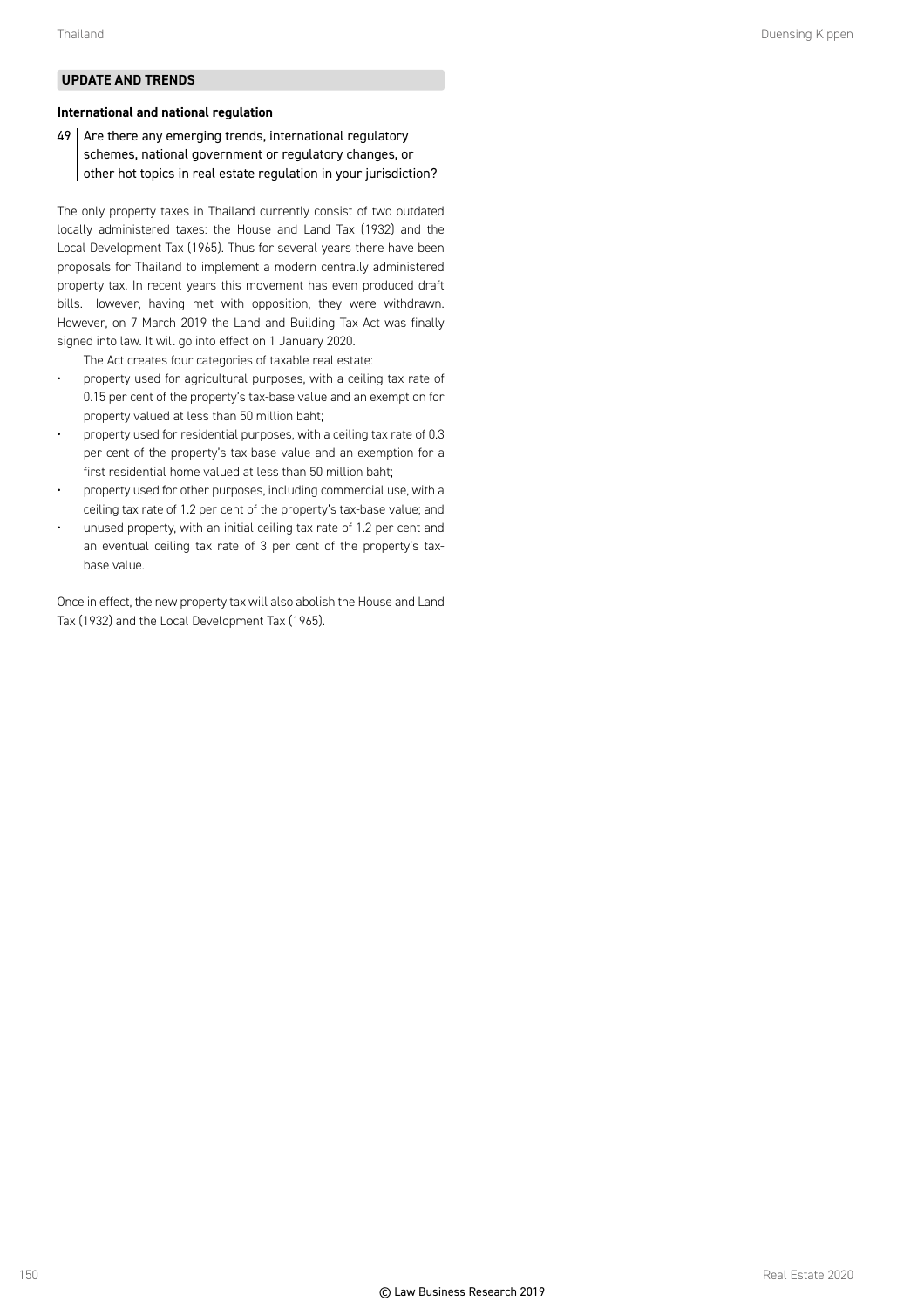## UPDATE AND TRENDS

### International and national regulation

**49 Are there any emerging trends, international regulatory schemes, national government or regulatory changes, or other hot topics in real estate regulation in your jurisdiction?**

The only property taxes in Thailand currently consist of two outdated locally administered taxes: the House and Land Tax (1932) and the Local Development Tax (1965). Thus for several years there have been proposals for Thailand to implement a modern centrally administered property tax. In recent years this movement has even produced draft bills. However, having met with opposition, they were withdrawn. However, on 7 March 2019 the Land and Building Tax Act was finally signed into law. It will go into effect on 1 January 2020.

The Act creates four categories of taxable real estate:

- property used for agricultural purposes, with a ceiling tax rate of 0.15 per cent of the property's tax-base value and an exemption for property valued at less than 50 million baht;
- property used for residential purposes, with a ceiling tax rate of 0.3 per cent of the property's tax-base value and an exemption for a first residential home valued at less than 50 million baht;
- property used for other purposes, including commercial use, with a ceiling tax rate of 1.2 per cent of the property's tax-base value; and
- unused property, with an initial ceiling tax rate of 1.2 per cent and an eventual ceiling tax rate of 3 per cent of the property's tax-base value.

Once in effect, the new property tax will also abolish the House and Land Tax (1932) and the Local Development Tax (1965).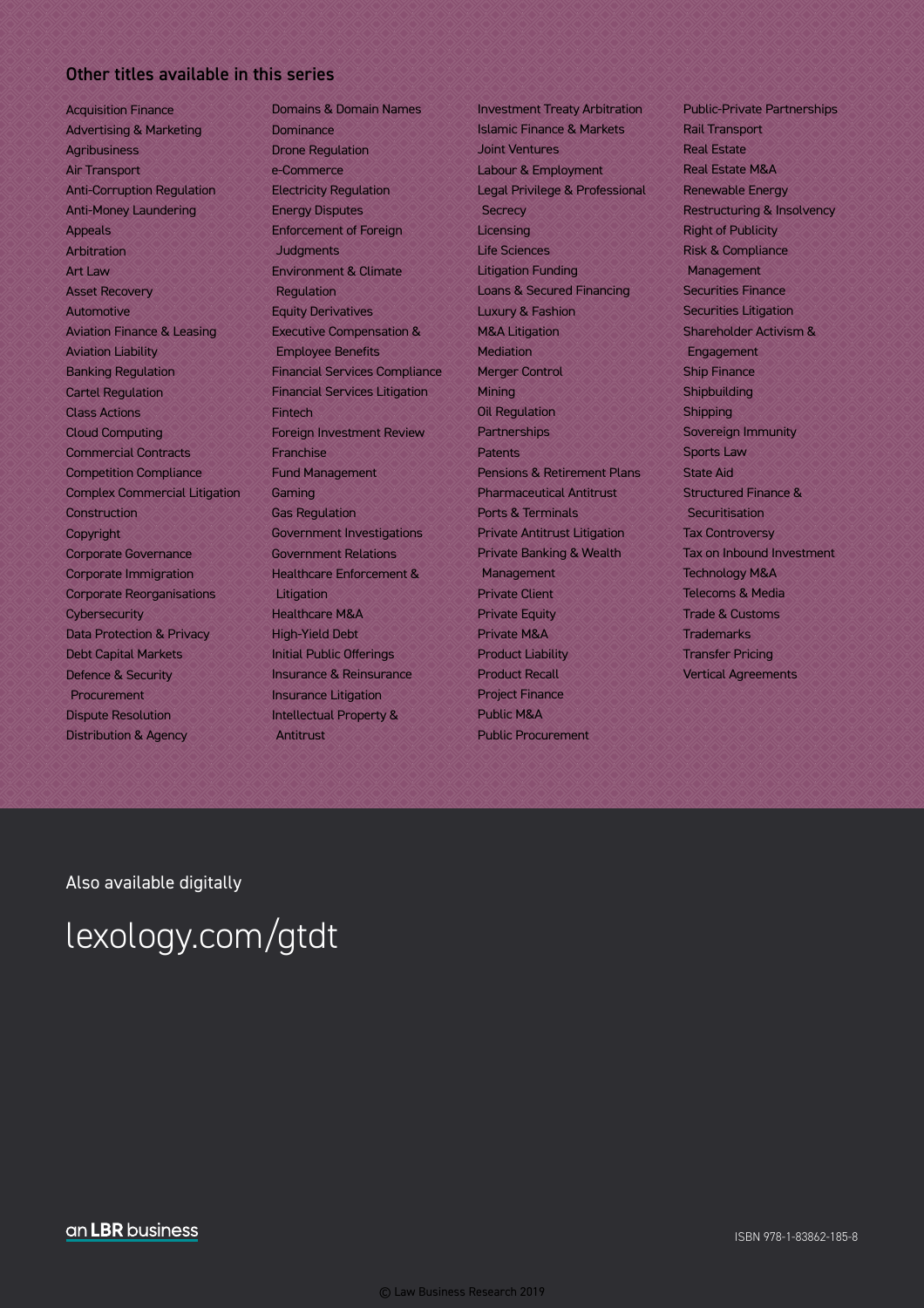## Other titles available in this series

- Acquisition Finance
- Advertising & Marketing
- Agribusiness
- Air Transport
- Anti-Corruption Regulation
- Anti-Money Laundering
- Appeals
- Arbitration
- Art Law
- Asset Recovery
- Automotive
- Aviation Finance & Leasing
- Aviation Liability
- Banking Regulation
- Cartel Regulation
- Class Actions
- Cloud Computing
- Commercial Contracts
- Competition Compliance
- Complex Commercial Litigation
- Construction
- Copyright
- Corporate Governance
- Corporate Immigration
- Corporate Reorganisations
- Cybersecurity
- Data Protection & Privacy
- Debt Capital Markets
- Defence & Security Procurement
- Dispute Resolution
- Distribution & Agency
- Domains & Domain Names
- Dominance
- Drone Regulation
- e-Commerce
- Electricity Regulation
- Energy Disputes
- Enforcement of Foreign Judgments
- Environment & Climate Regulation
- Equity Derivatives
- Executive Compensation & Employee Benefits
- Financial Services Compliance
- Financial Services Litigation
- Fintech
- Foreign Investment Review
- Franchise
- Fund Management
- Gaming
- Gas Regulation
- Government Investigations
- Government Relations
- Healthcare Enforcement & Litigation
- Healthcare M&A
- High-Yield Debt
- Initial Public Offerings
- Insurance & Reinsurance
- Insurance Litigation
- Intellectual Property & Antitrust
- Investment Treaty Arbitration
- Islamic Finance & Markets
- Joint Ventures
- Labour & Employment
- Legal Privilege & Professional Secrecy
- Licensing
- Life Sciences
- Litigation Funding
- Loans & Secured Financing
- Luxury & Fashion
- M&A Litigation
- Mediation
- Merger Control
- Mining
- Oil Regulation
- Partnerships
- Patents
- Pensions & Retirement Plans
- Pharmaceutical Antitrust
- Ports & Terminals
- Private Antitrust Litigation
- Private Banking & Wealth Management
- Private Client
- Private Equity
- Private M&A
- Product Liability
- Product Recall
- Project Finance
- Public M&A
- Public Procurement
- Public-Private Partnerships
- Rail Transport
- Real Estate
- Real Estate M&A
- Renewable Energy
- Restructuring & Insolvency
- Right of Publicity
- Risk & Compliance Management
- Securities Finance
- Securities Litigation
- Shareholder Activism & Engagement
- Ship Finance
- Shipbuilding
- Shipping
- Sovereign Immunity
- Sports Law
- State Aid
- Structured Finance & Securitisation
- Tax Controversy
- Tax on Inbound Investment
- Technology M&A
- Telecoms & Media
- Trade & Customs
- Trademarks
- Transfer Pricing
- Vertical Agreements

Also available digitally

lexology.com/gtdt

an LBR business

ISBN 978-1-83862-185-8

© Law Business Research 2019